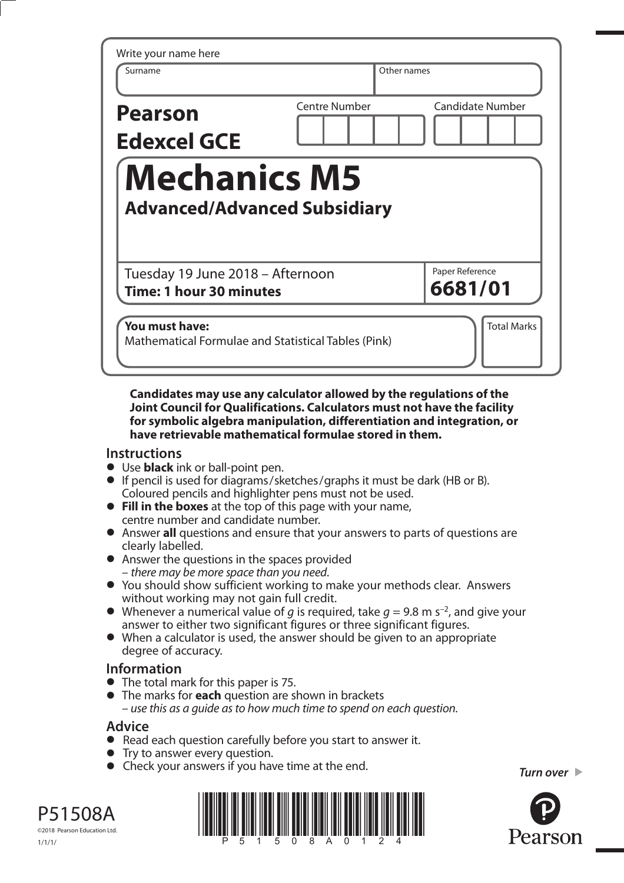Write your name here

| Surname | Other names |
|---|---|
| | |

**Pearson Edexcel GCE**

| Centre Number | Candidate Number |
|---|---|
| | |

# Mechanics M5

## Advanced/Advanced Subsidiary

Tuesday 19 June 2018 – Afternoon
**Time: 1 hour 30 minutes**

Paper Reference
**6681/01**

**You must have:**
Mathematical Formulae and Statistical Tables (Pink)

Total Marks

**Candidates may use any calculator allowed by the regulations of the Joint Council for Qualifications. Calculators must not have the facility for symbolic algebra manipulation, differentiation and integration, or have retrievable mathematical formulae stored in them.**

## Instructions

- Use **black** ink or ball-point pen.
- If pencil is used for diagrams/sketches/graphs it must be dark (HB or B). Coloured pencils and highlighter pens must not be used.
- **Fill in the boxes** at the top of this page with your name, centre number and candidate number.
- Answer **all** questions and ensure that your answers to parts of questions are clearly labelled.
- Answer the questions in the spaces provided – *there may be more space than you need.*
- You should show sufficient working to make your methods clear. Answers without working may not gain full credit.
- Whenever a numerical value of $g$ is required, take $g = 9.8 \text{ m s}^{-2}$, and give your answer to either two significant figures or three significant figures.
- When a calculator is used, the answer should be given to an appropriate degree of accuracy.

## Information

- The total mark for this paper is 75.
- The marks for **each** question are shown in brackets – *use this as a guide as to how much time to spend on each question.*

## Advice

- Read each question carefully before you start to answer it.
- Try to answer every question.
- Check your answers if you have time at the end.

*Turn over*

P51508A
©2018 Pearson Education Ltd.
1/1/1/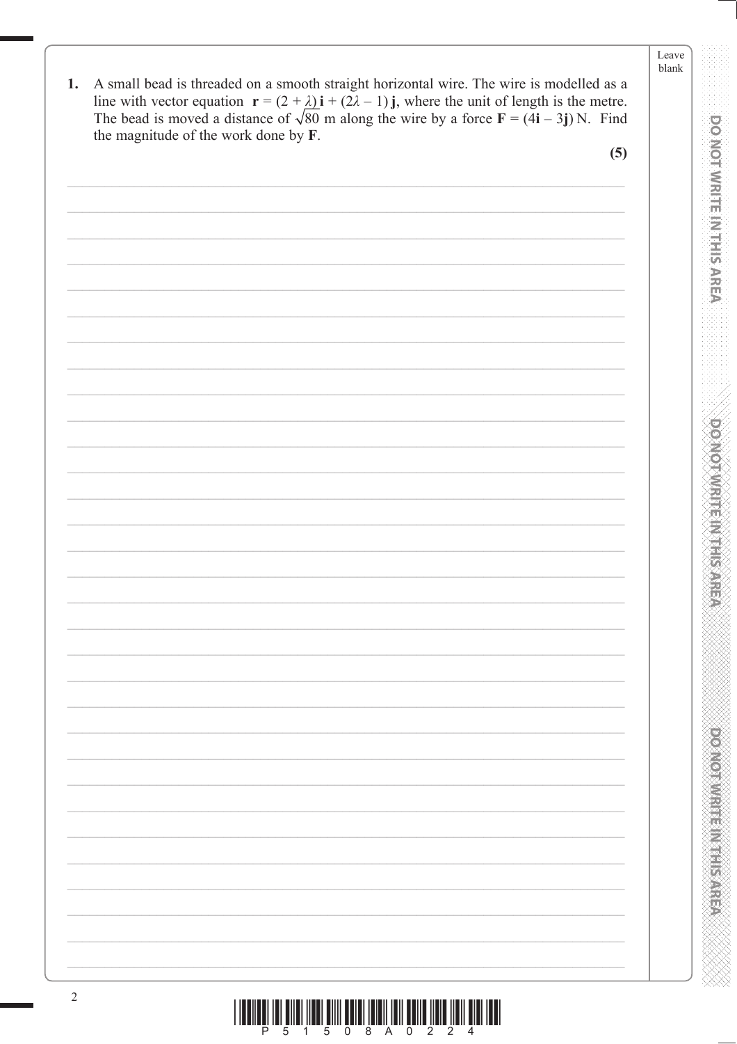1. A small bead is threaded on a smooth straight horizontal wire. The wire is modelled as a line with vector equation $\mathbf{r} = (2 + \lambda)\,\mathbf{i} + (2\lambda - 1)\,\mathbf{j}$, where the unit of length is the metre. The bead is moved a distance of $\sqrt{80}$ m along the wire by a force $\mathbf{F} = (4\mathbf{i} - 3\mathbf{j})$ N. Find the magnitude of the work done by $\mathbf{F}$.

**(5)**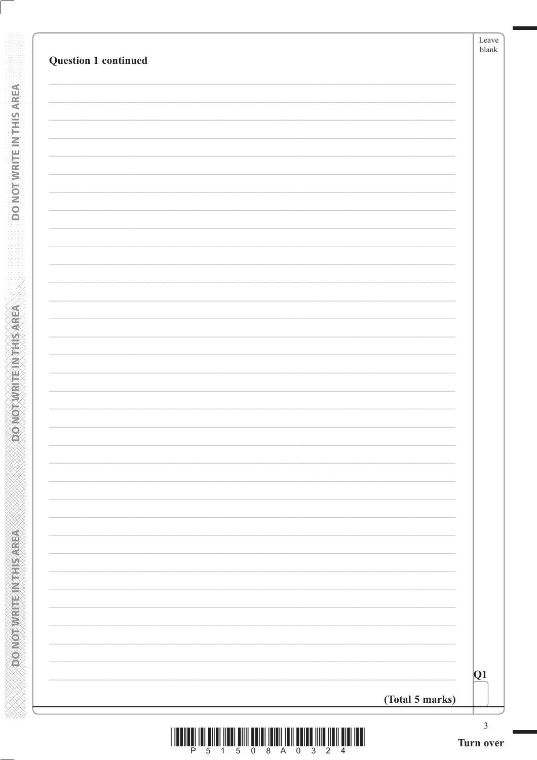**Question 1 continued**

Q1

**(Total 5 marks)**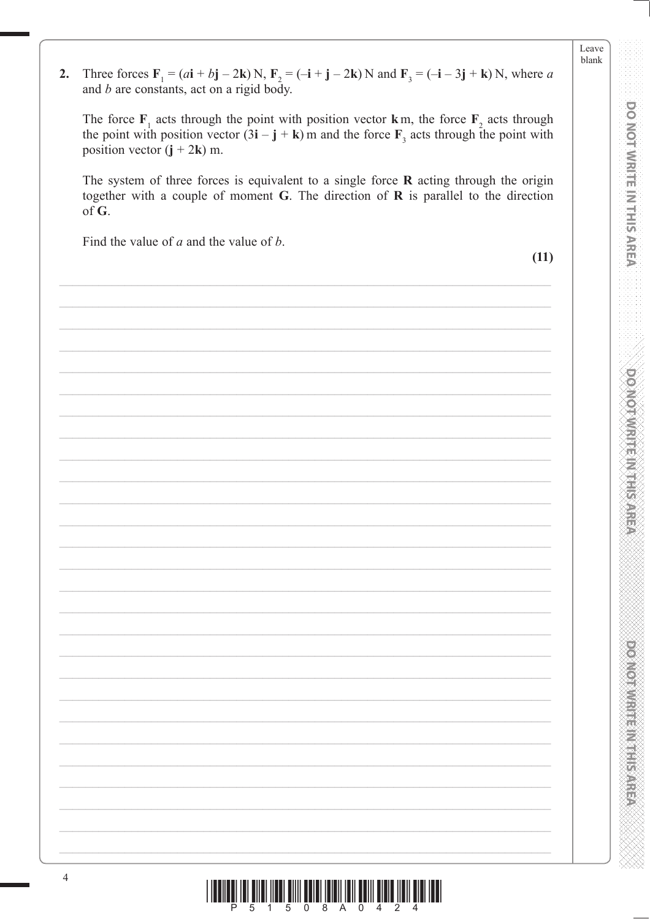**2.** Three forces $\mathbf{F}_1 = (a\mathbf{i} + b\mathbf{j} - 2\mathbf{k})$ N, $\mathbf{F}_2 = (-\mathbf{i} + \mathbf{j} - 2\mathbf{k})$ N and $\mathbf{F}_3 = (-\mathbf{i} - 3\mathbf{j} + \mathbf{k})$ N, where $a$ and $b$ are constants, act on a rigid body.

The force $\mathbf{F}_1$ acts through the point with position vector $\mathbf{k}$ m, the force $\mathbf{F}_2$ acts through the point with position vector $(3\mathbf{i} - \mathbf{j} + \mathbf{k})$ m and the force $\mathbf{F}_3$ acts through the point with position vector $(\mathbf{j} + 2\mathbf{k})$ m.

The system of three forces is equivalent to a single force $\mathbf{R}$ acting through the origin together with a couple of moment $\mathbf{G}$. The direction of $\mathbf{R}$ is parallel to the direction of $\mathbf{G}$.

Find the value of $a$ and the value of $b$.

**(11)**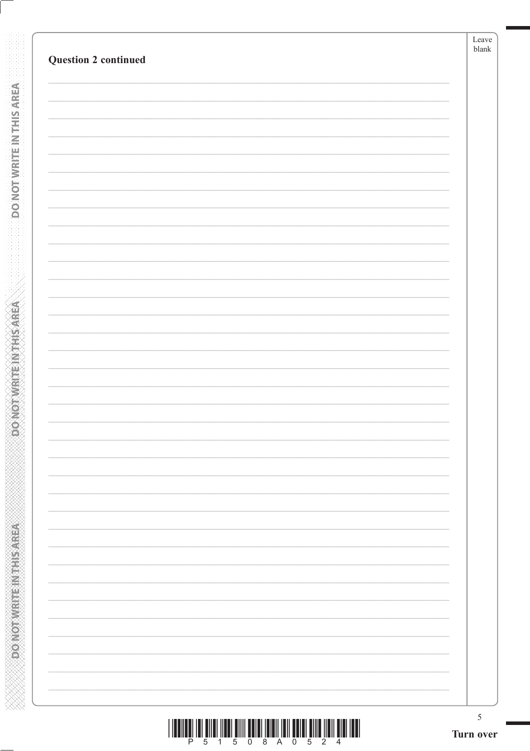**Question 2 continued**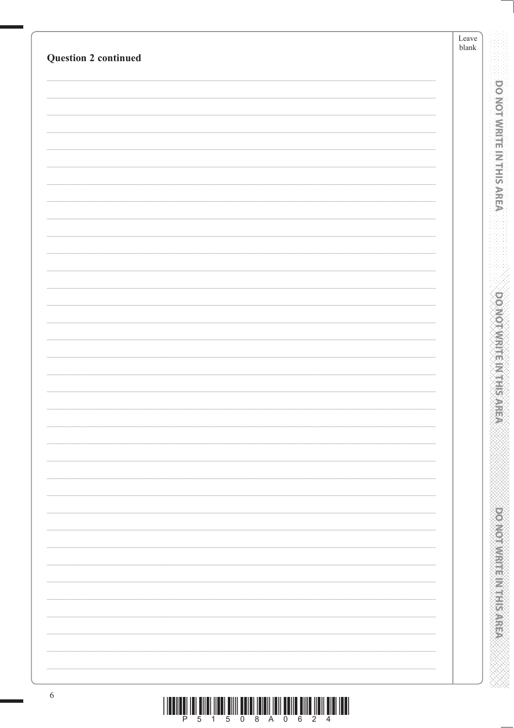**Question 2 continued**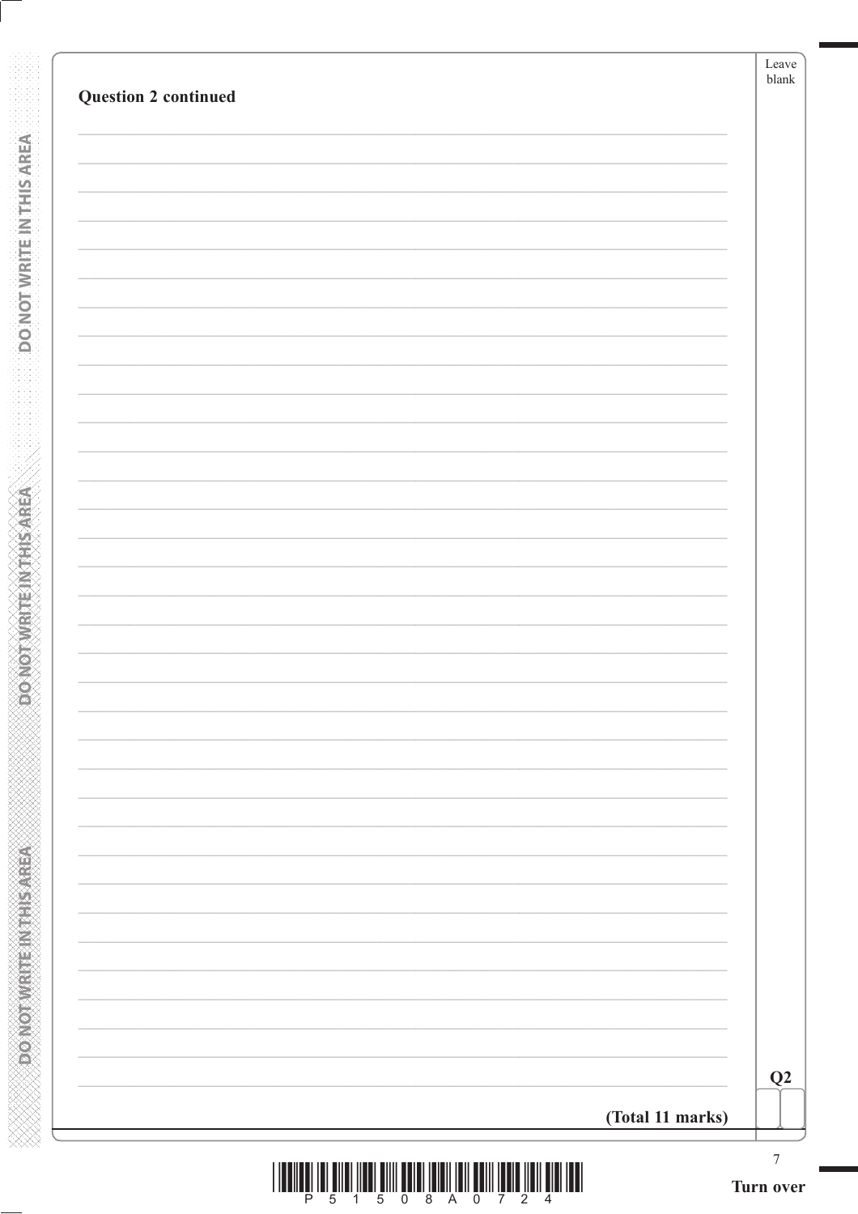**Question 2 continued**

**(Total 11 marks)**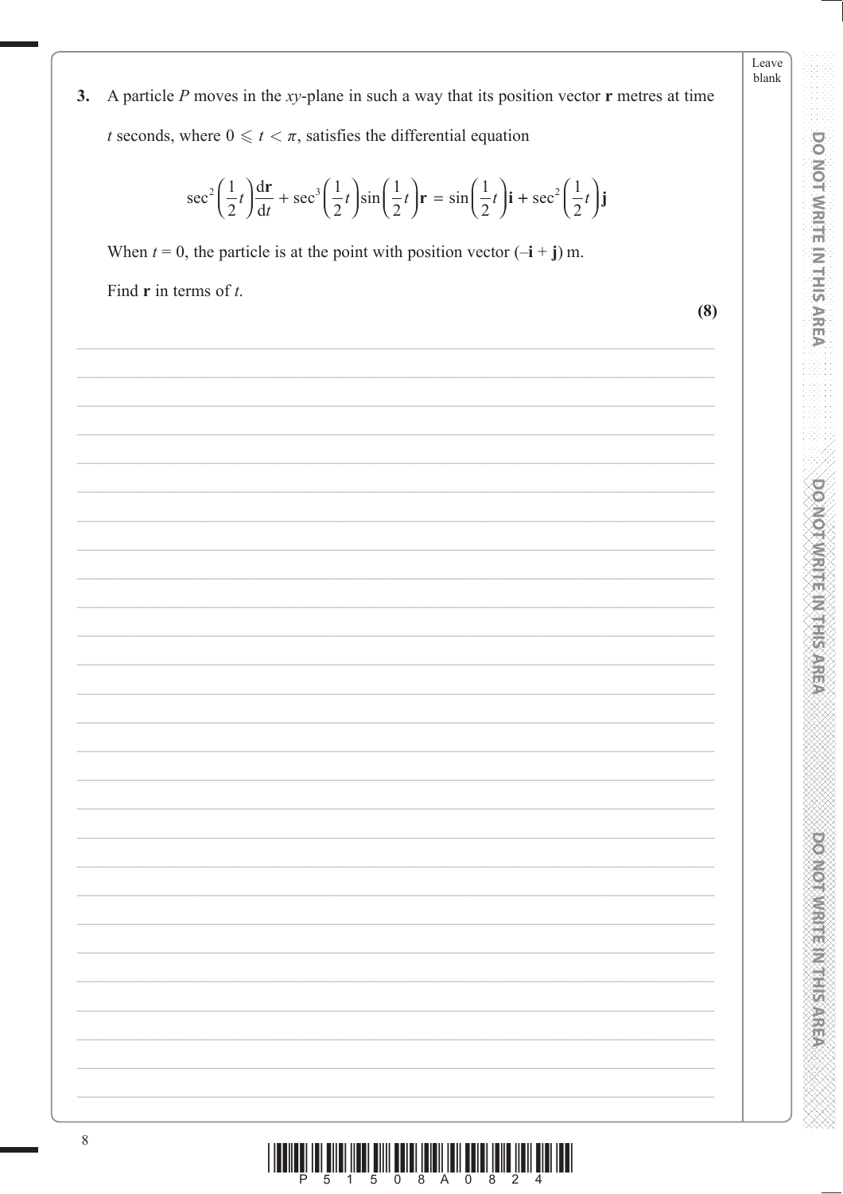**3.** A particle $P$ moves in the $xy$-plane in such a way that its position vector $\mathbf{r}$ metres at time $t$ seconds, where $0 \leqslant t < \pi$, satisfies the differential equation

$$\sec^2\left(\frac{1}{2}t\right)\frac{\mathrm{d}\mathbf{r}}{\mathrm{d}t} + \sec^3\left(\frac{1}{2}t\right)\sin\left(\frac{1}{2}t\right)\mathbf{r} = \sin\left(\frac{1}{2}t\right)\mathbf{i} + \sec^2\left(\frac{1}{2}t\right)\mathbf{j}$$

When $t = 0$, the particle is at the point with position vector $(-\mathbf{i} + \mathbf{j})$ m.

Find $\mathbf{r}$ in terms of $t$.

**(8)**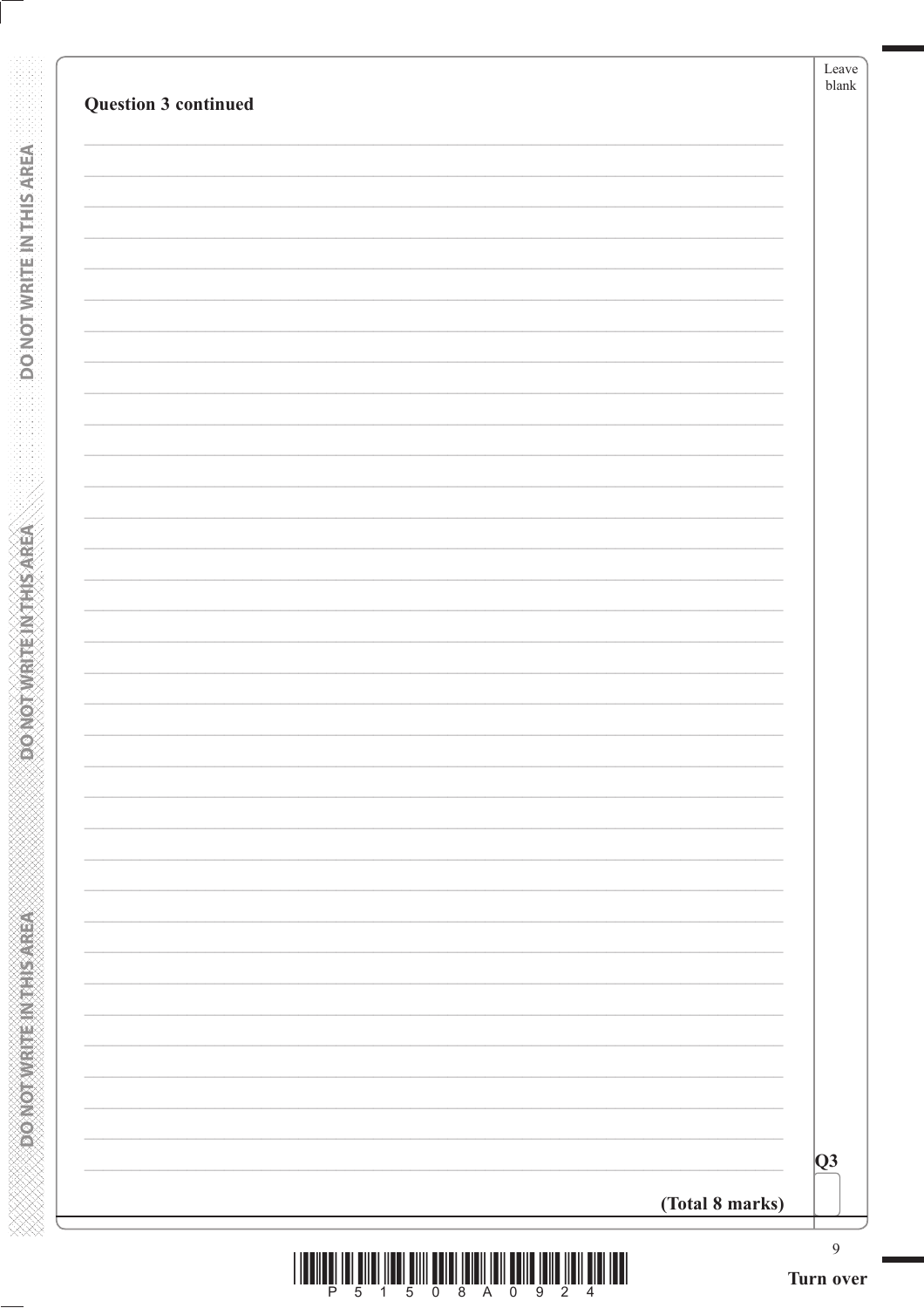**Question 3 continued**

**(Total 8 marks)**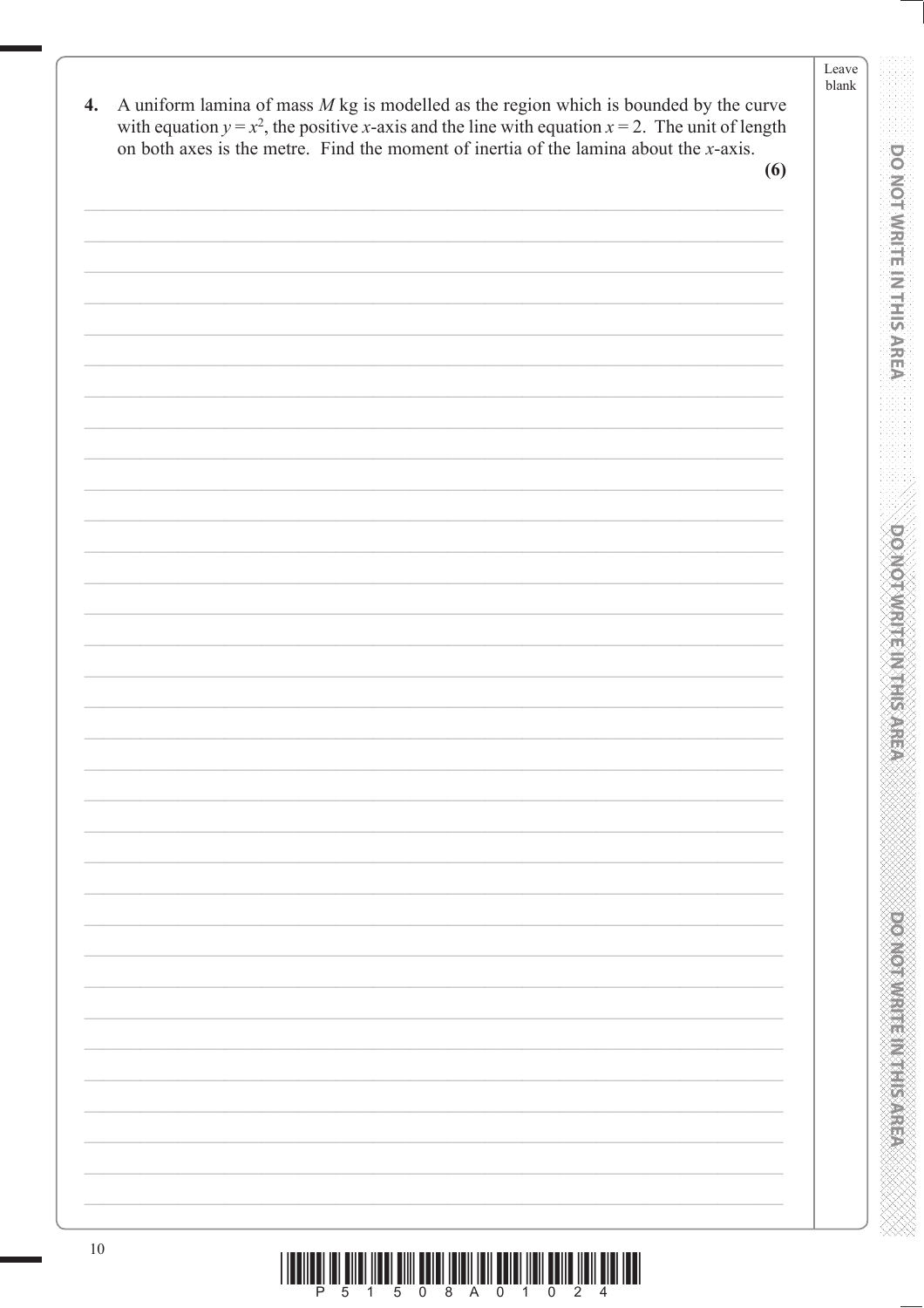4. A uniform lamina of mass $M$ kg is modelled as the region which is bounded by the curve with equation $y = x^2$, the positive $x$-axis and the line with equation $x = 2$. The unit of length on both axes is the metre. Find the moment of inertia of the lamina about the $x$-axis.

**(6)**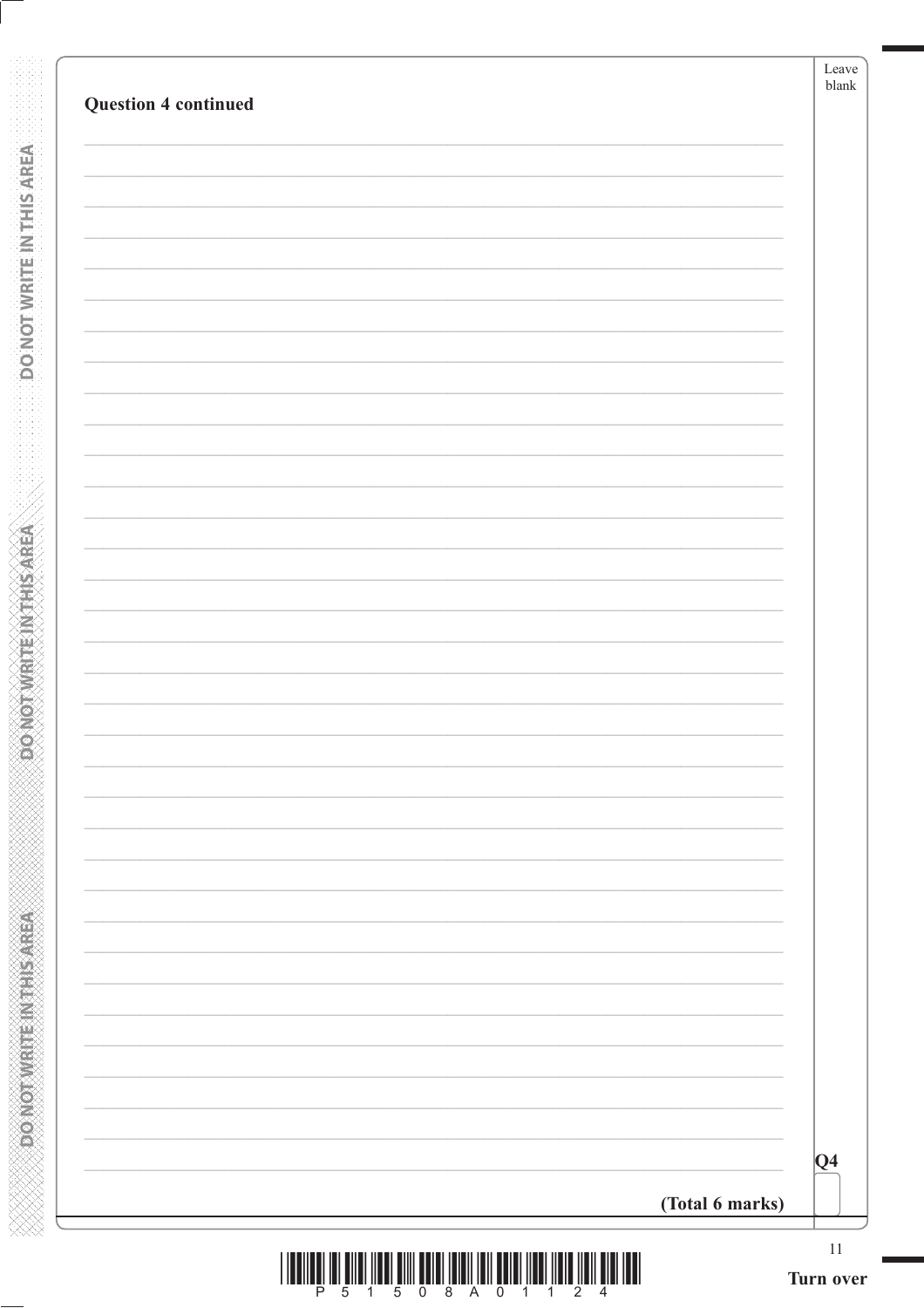**Question 4 continued**

**(Total 6 marks)**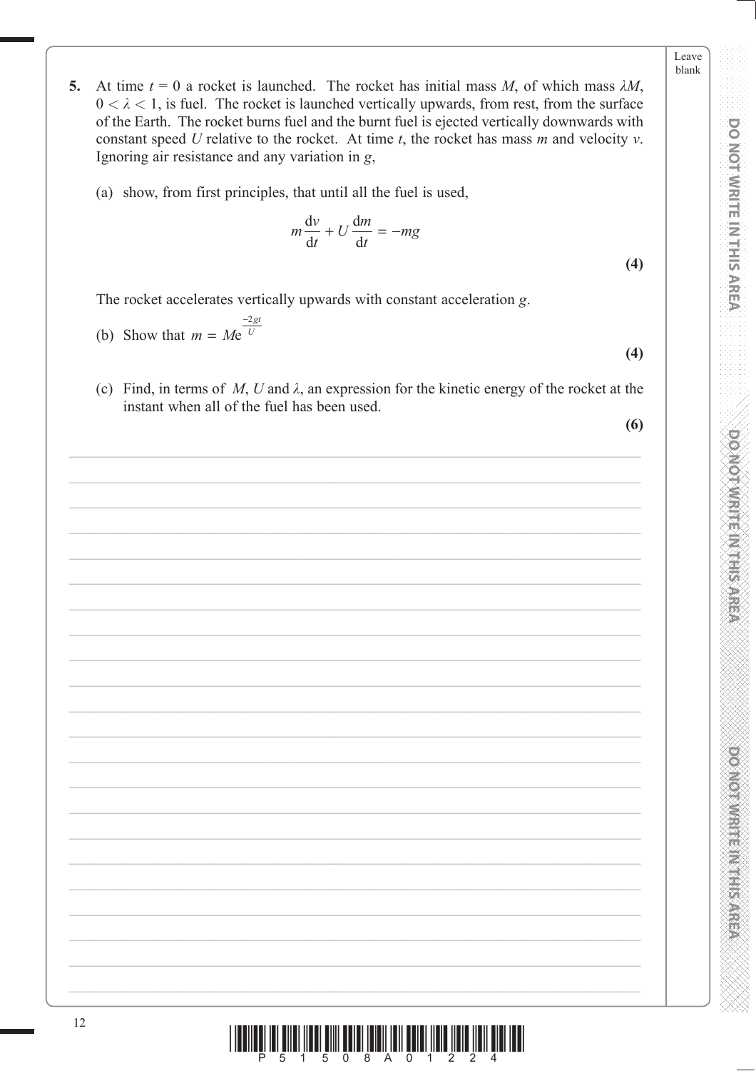**5.** At time $t = 0$ a rocket is launched. The rocket has initial mass $M$, of which mass $\lambda M$, $0 < \lambda < 1$, is fuel. The rocket is launched vertically upwards, from rest, from the surface of the Earth. The rocket burns fuel and the burnt fuel is ejected vertically downwards with constant speed $U$ relative to the rocket. At time $t$, the rocket has mass $m$ and velocity $v$. Ignoring air resistance and any variation in $g$,

(a) show, from first principles, that until all the fuel is used,

$$m\frac{\mathrm{d}v}{\mathrm{d}t} + U\frac{\mathrm{d}m}{\mathrm{d}t} = -mg$$

**(4)**

The rocket accelerates vertically upwards with constant acceleration $g$.

(b) Show that $m = Me^{\frac{-2gt}{U}}$

**(4)**

(c) Find, in terms of $M$, $U$ and $\lambda$, an expression for the kinetic energy of the rocket at the instant when all of the fuel has been used.

**(6)**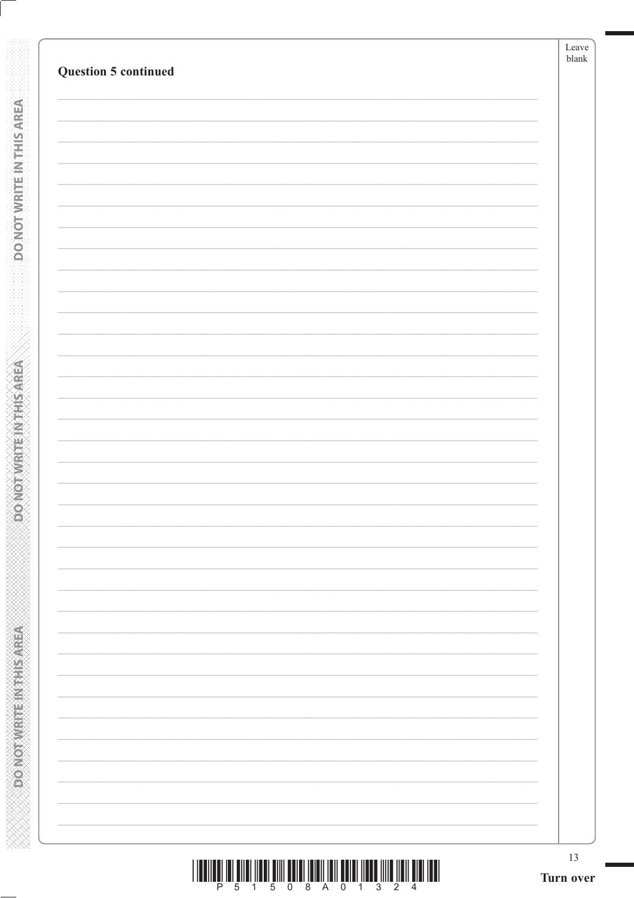**Question 5 continued**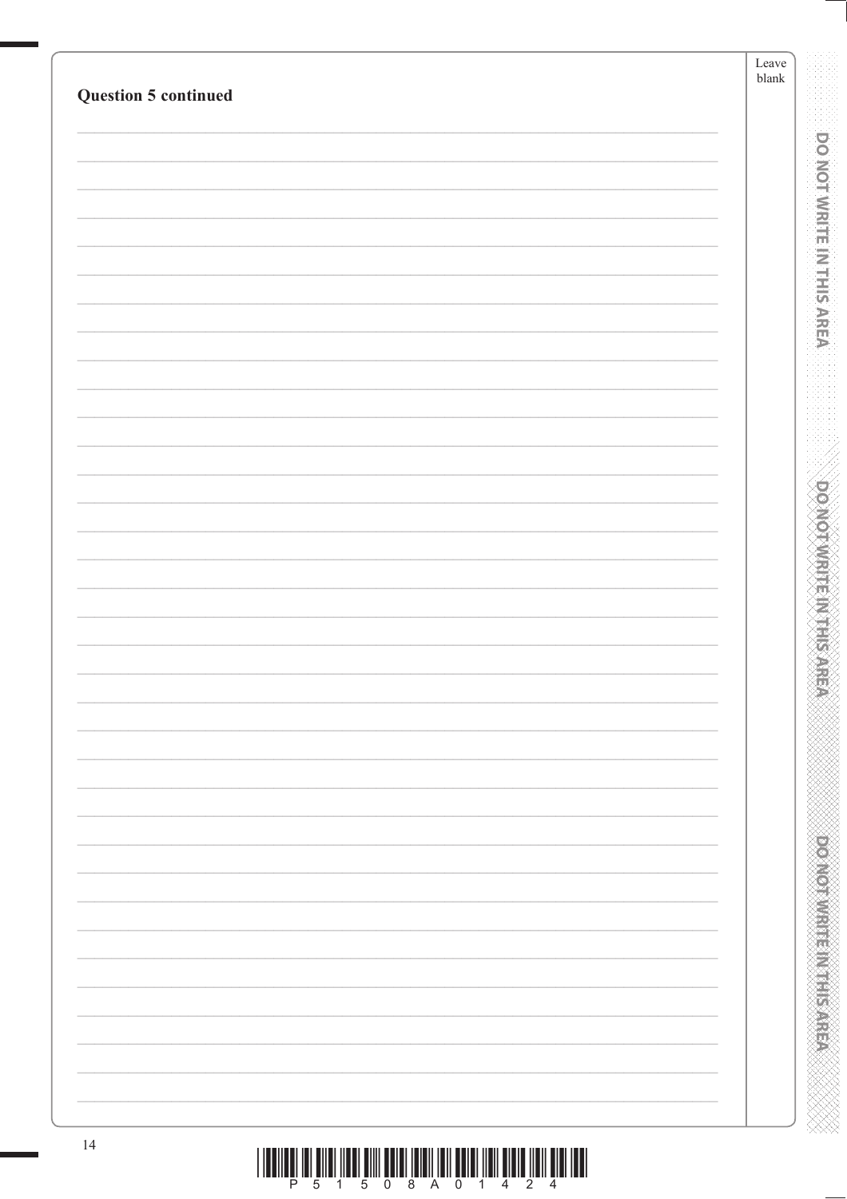**Question 5 continued**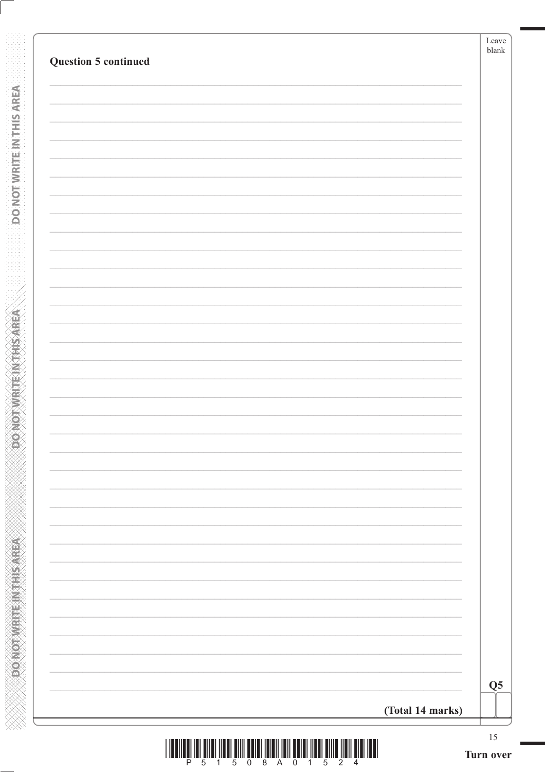**Question 5 continued**

**(Total 14 marks)**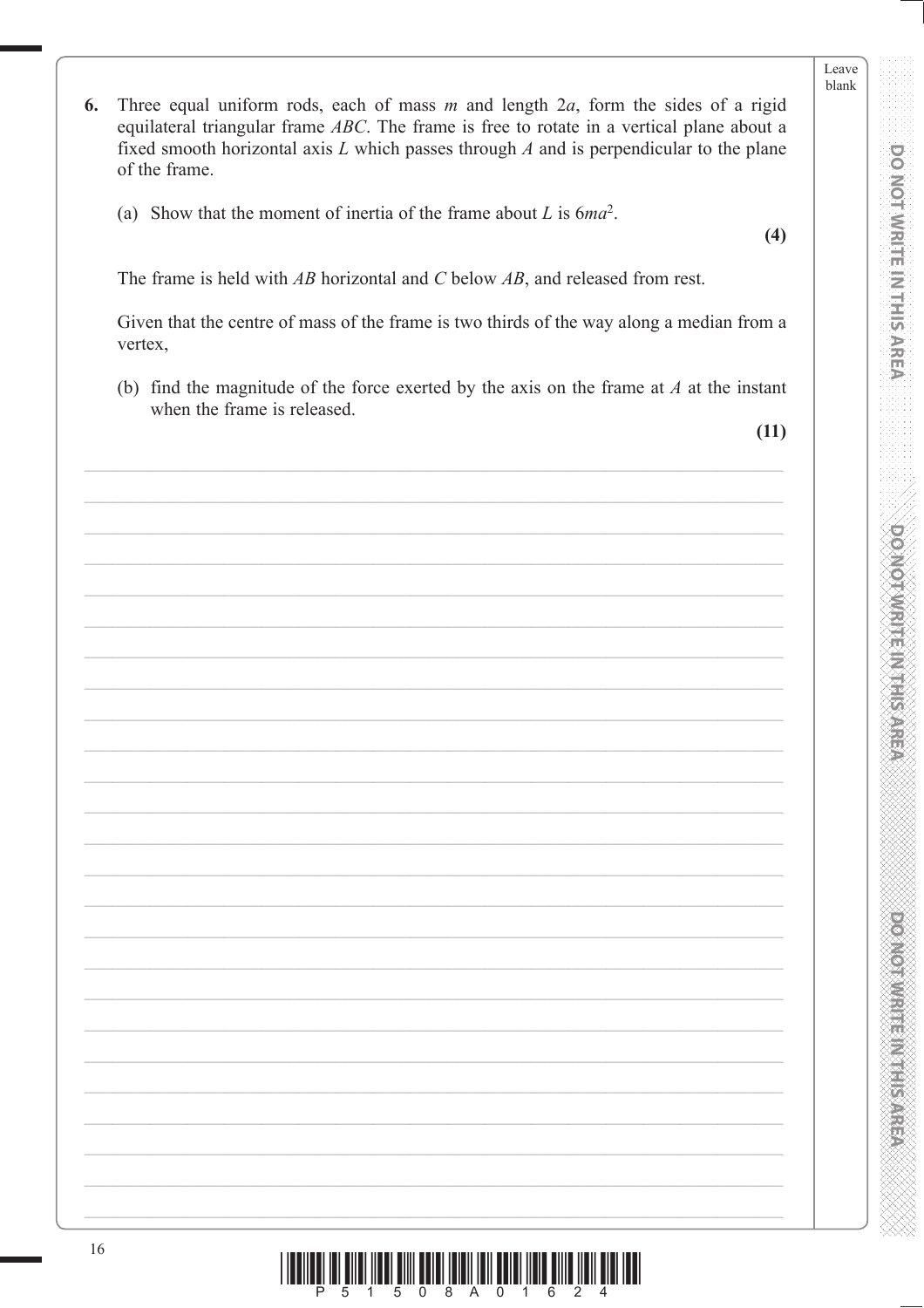6. Three equal uniform rods, each of mass $m$ and length $2a$, form the sides of a rigid equilateral triangular frame $ABC$. The frame is free to rotate in a vertical plane about a fixed smooth horizontal axis $L$ which passes through $A$ and is perpendicular to the plane of the frame.

   (a) Show that the moment of inertia of the frame about $L$ is $6ma^2$.

   **(4)**

   The frame is held with $AB$ horizontal and $C$ below $AB$, and released from rest.

   Given that the centre of mass of the frame is two thirds of the way along a median from a vertex,

   (b) find the magnitude of the force exerted by the axis on the frame at $A$ at the instant when the frame is released.

   **(11)**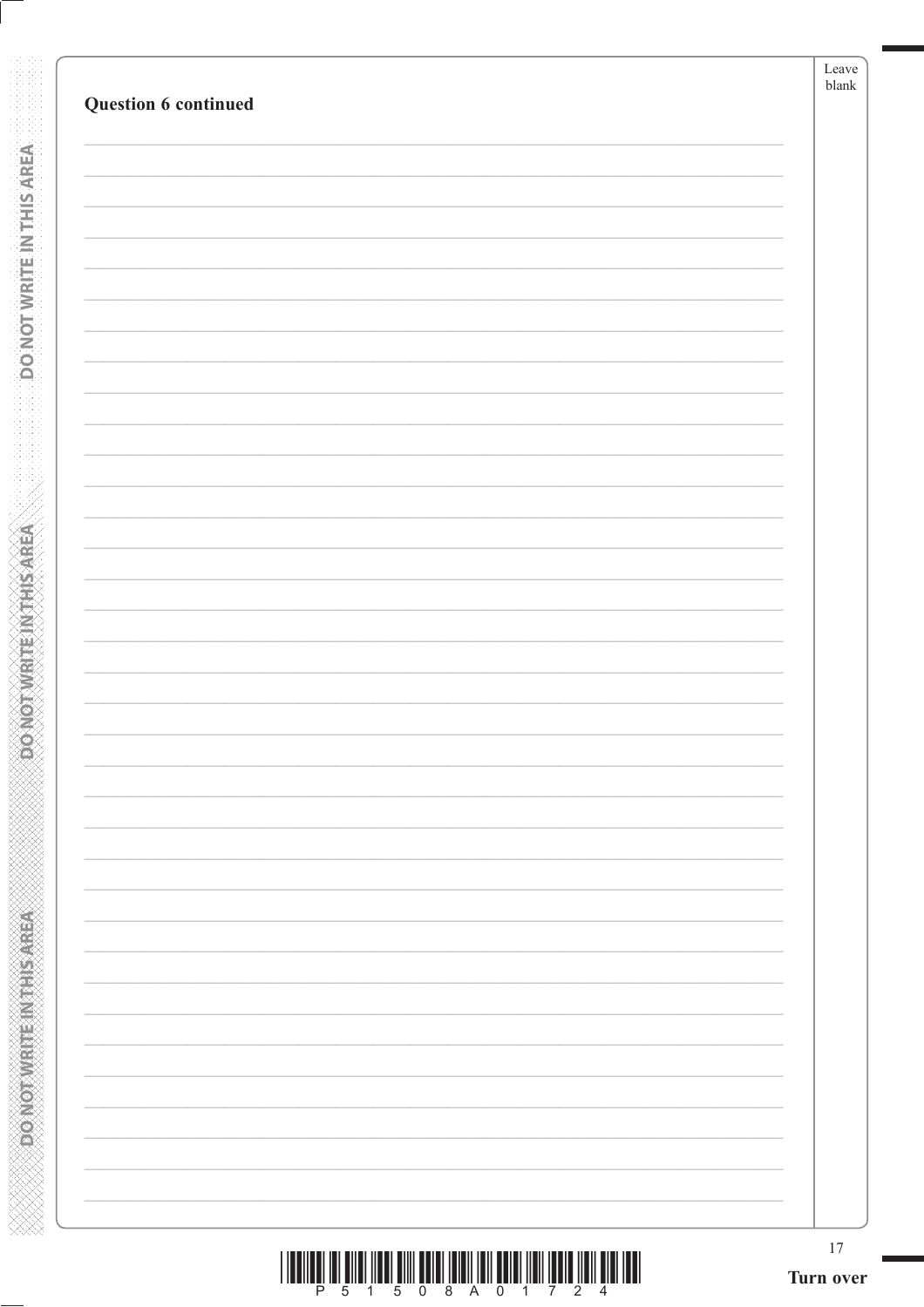**Question 6 continued**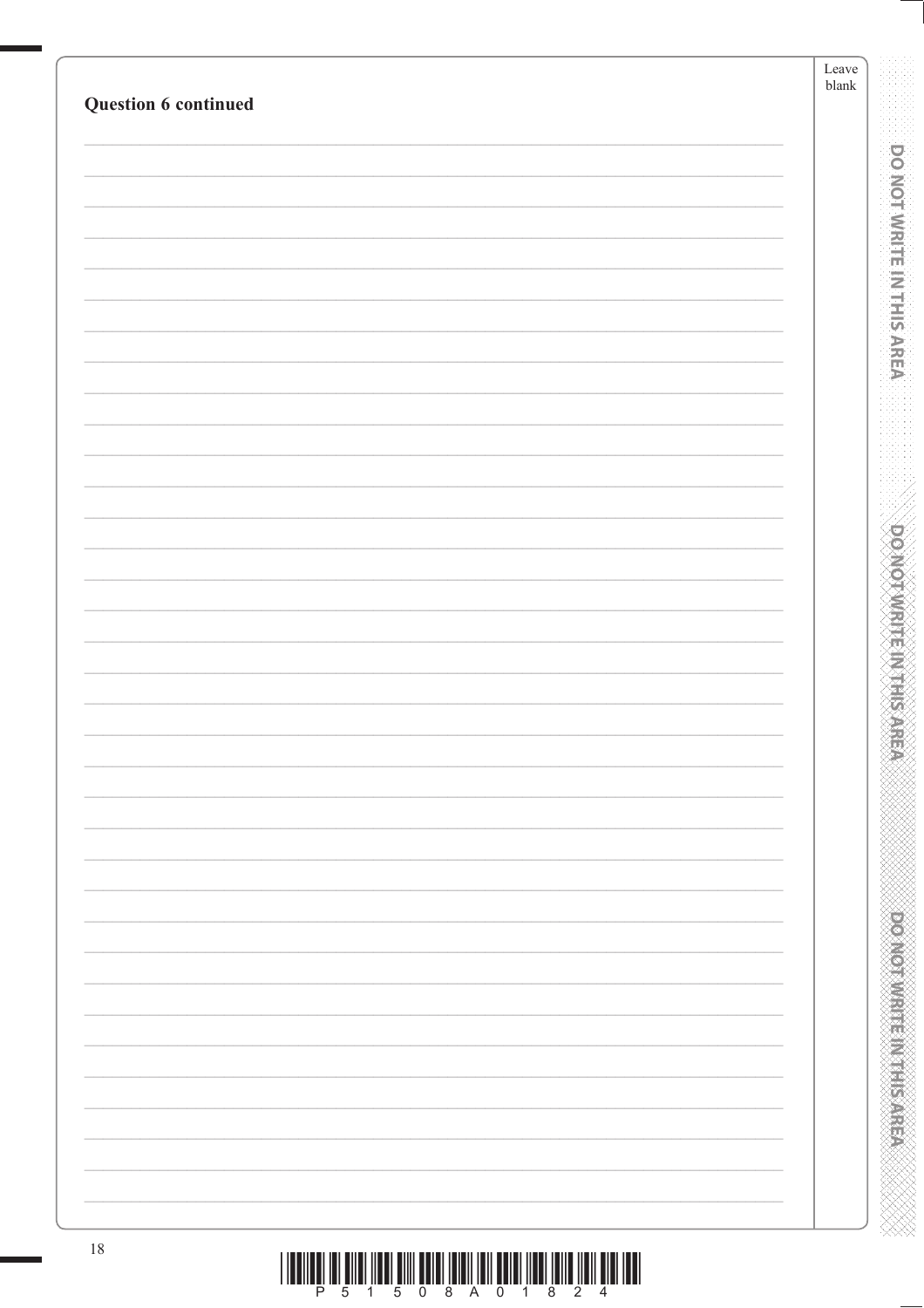**Question 6 continued**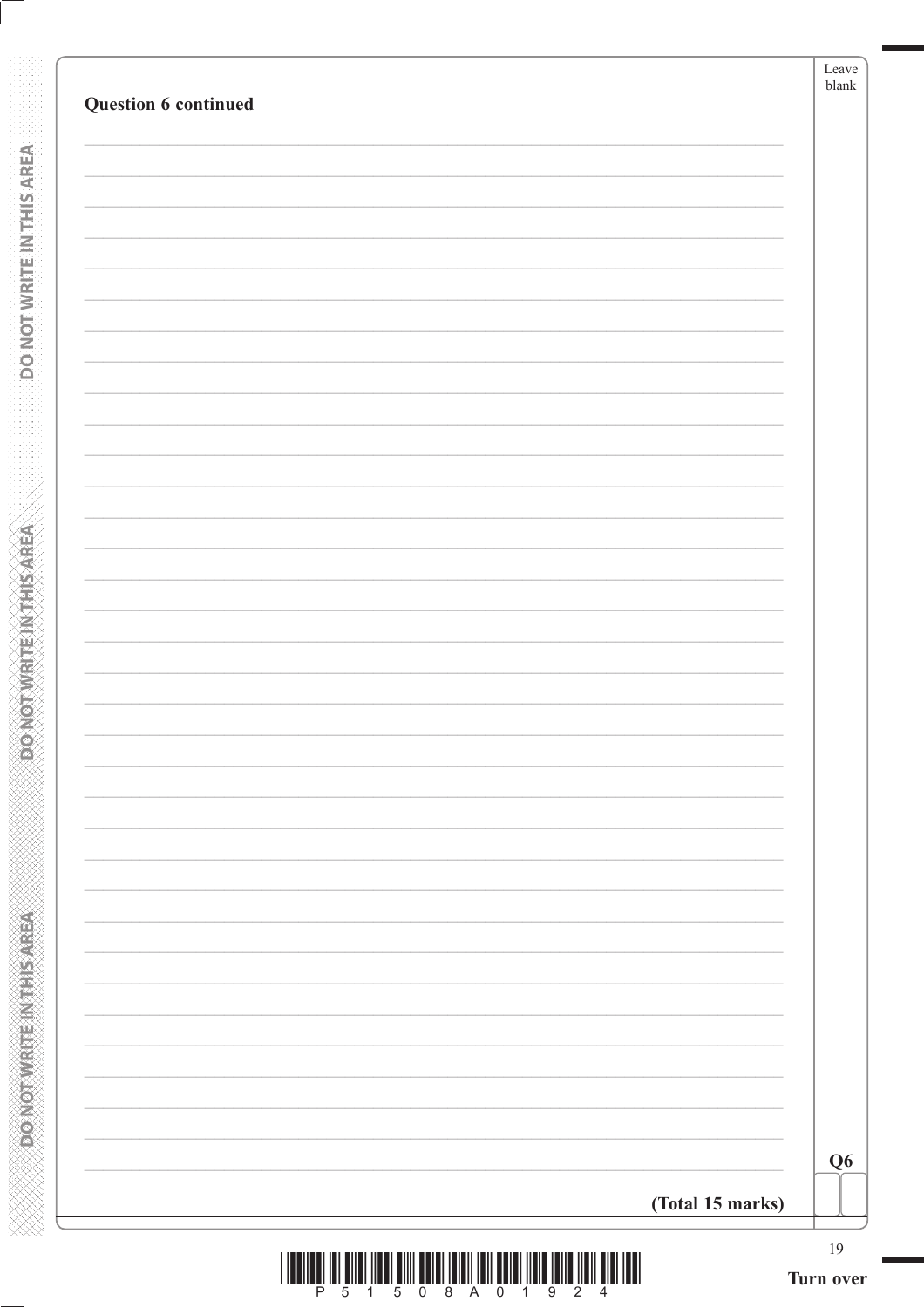**Question 6 continued**

**(Total 15 marks)**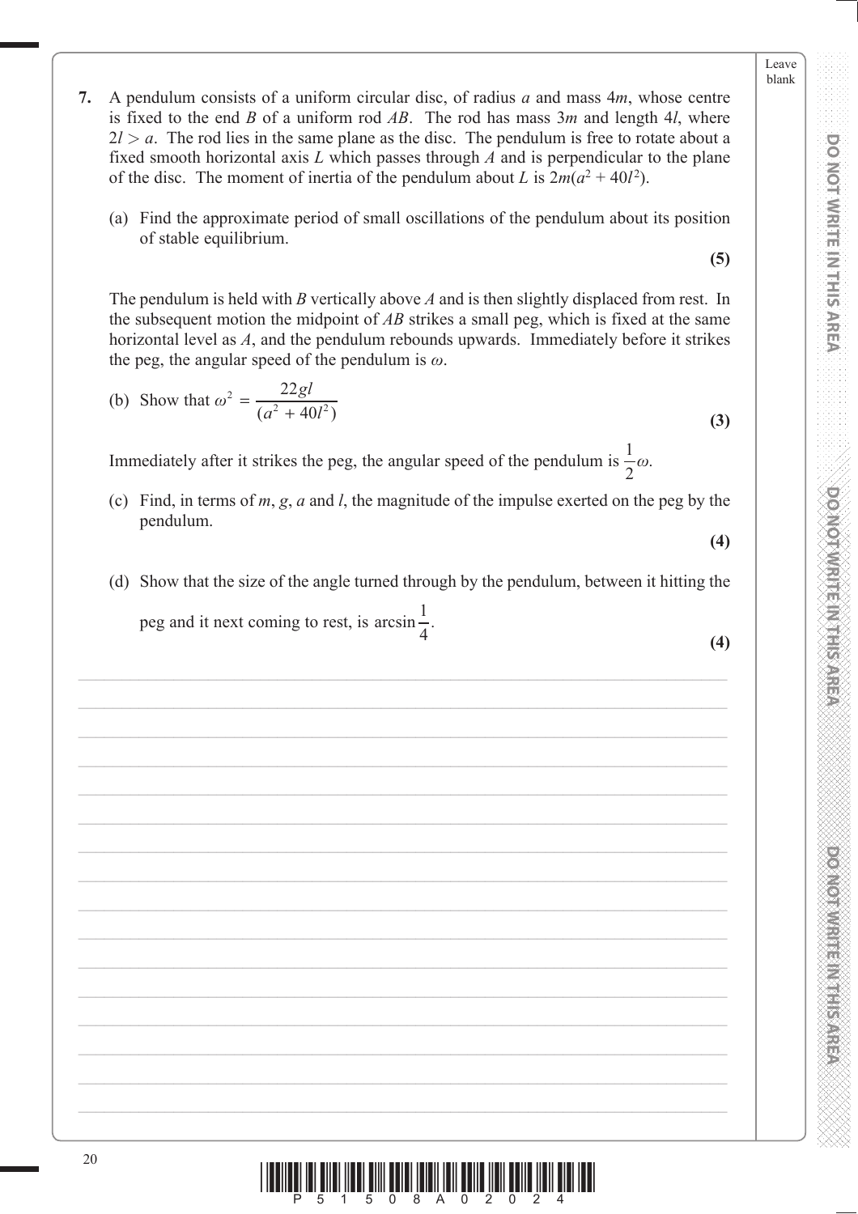**7.** A pendulum consists of a uniform circular disc, of radius $a$ and mass $4m$, whose centre is fixed to the end $B$ of a uniform rod $AB$. The rod has mass $3m$ and length $4l$, where $2l > a$. The rod lies in the same plane as the disc. The pendulum is free to rotate about a fixed smooth horizontal axis $L$ which passes through $A$ and is perpendicular to the plane of the disc. The moment of inertia of the pendulum about $L$ is $2m(a^2 + 40l^2)$.

(a) Find the approximate period of small oscillations of the pendulum about its position of stable equilibrium.

**(5)**

The pendulum is held with $B$ vertically above $A$ and is then slightly displaced from rest. In the subsequent motion the midpoint of $AB$ strikes a small peg, which is fixed at the same horizontal level as $A$, and the pendulum rebounds upwards. Immediately before it strikes the peg, the angular speed of the pendulum is $\omega$.

(b) Show that $\omega^2 = \dfrac{22gl}{(a^2 + 40l^2)}$

**(3)**

Immediately after it strikes the peg, the angular speed of the pendulum is $\frac{1}{2}\omega$.

(c) Find, in terms of $m$, $g$, $a$ and $l$, the magnitude of the impulse exerted on the peg by the pendulum.

**(4)**

(d) Show that the size of the angle turned through by the pendulum, between it hitting the peg and it next coming to rest, is $\arcsin\dfrac{1}{4}$.

**(4)**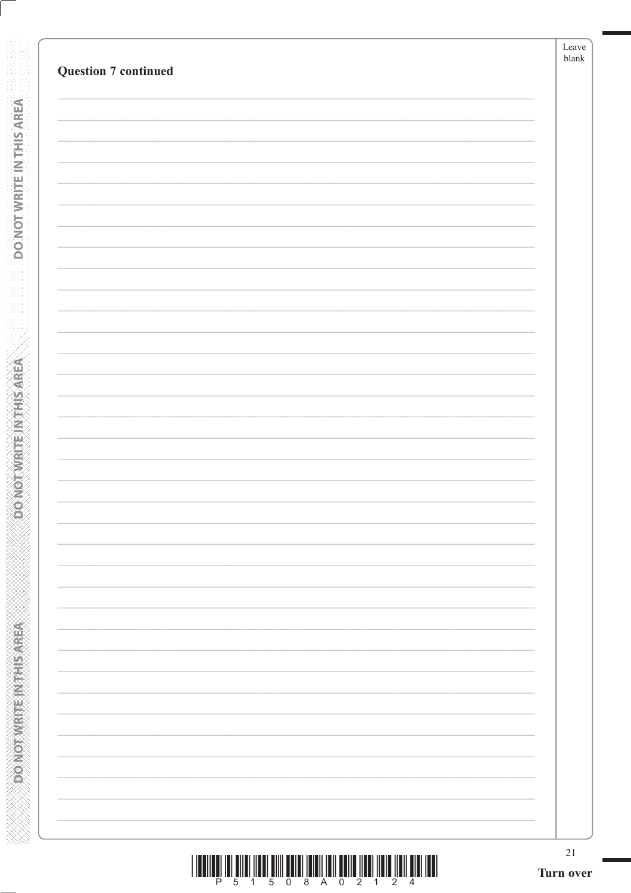**Question 7 continued**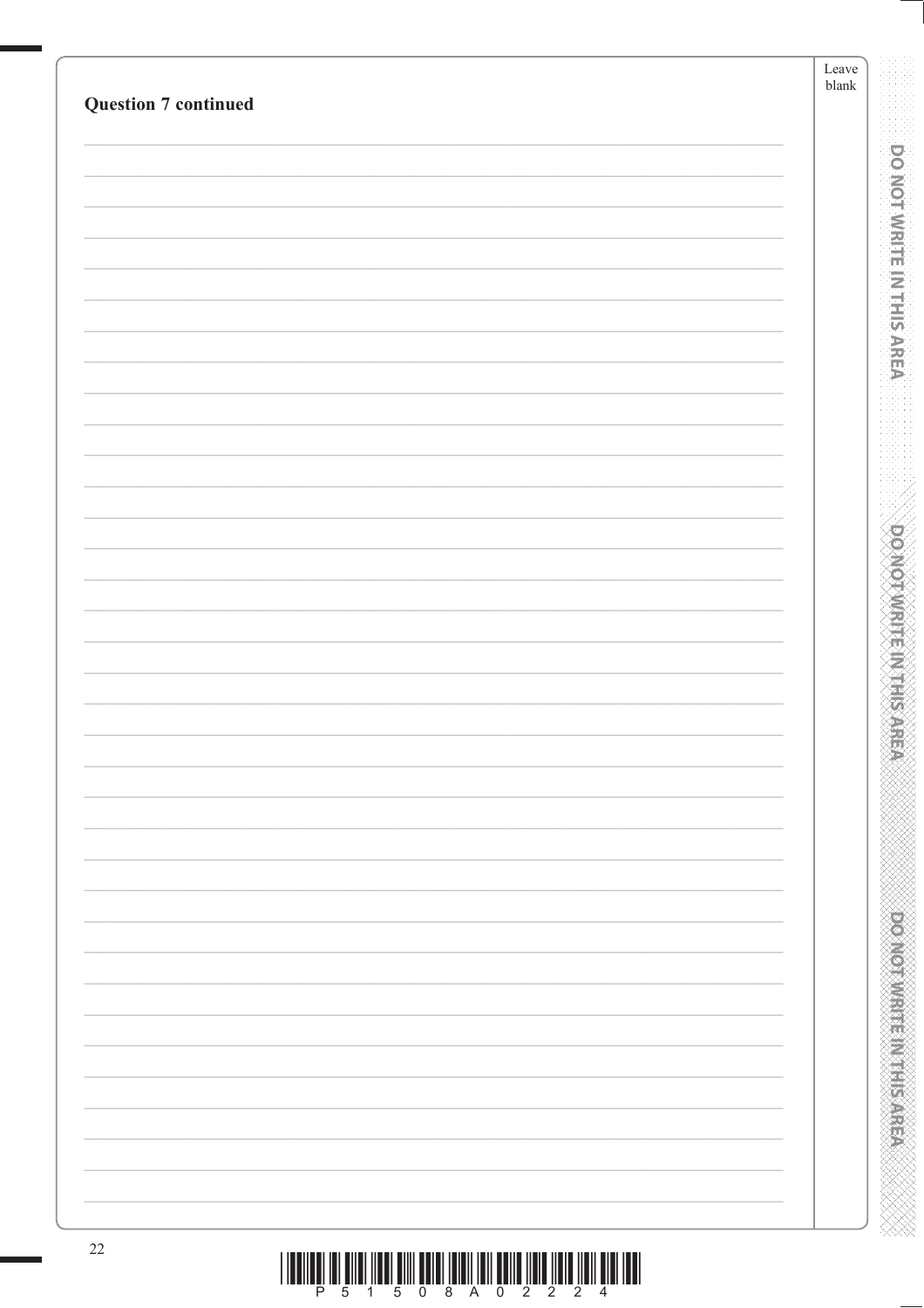**Question 7 continued**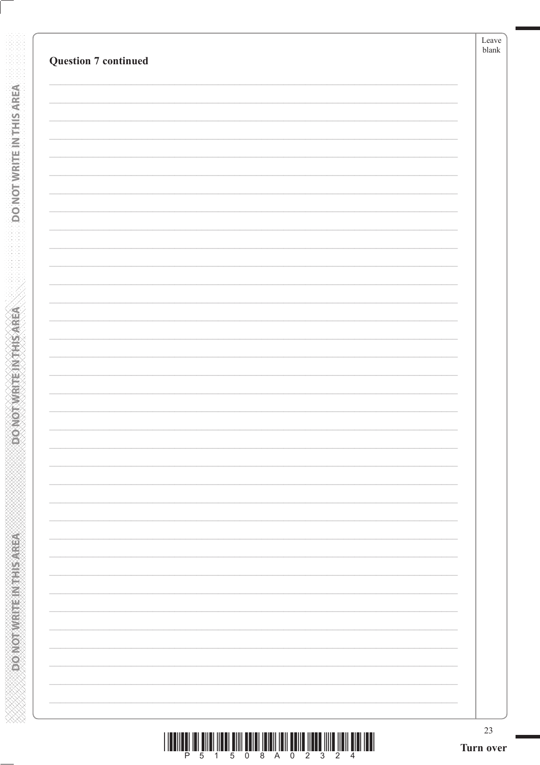**Question 7 continued**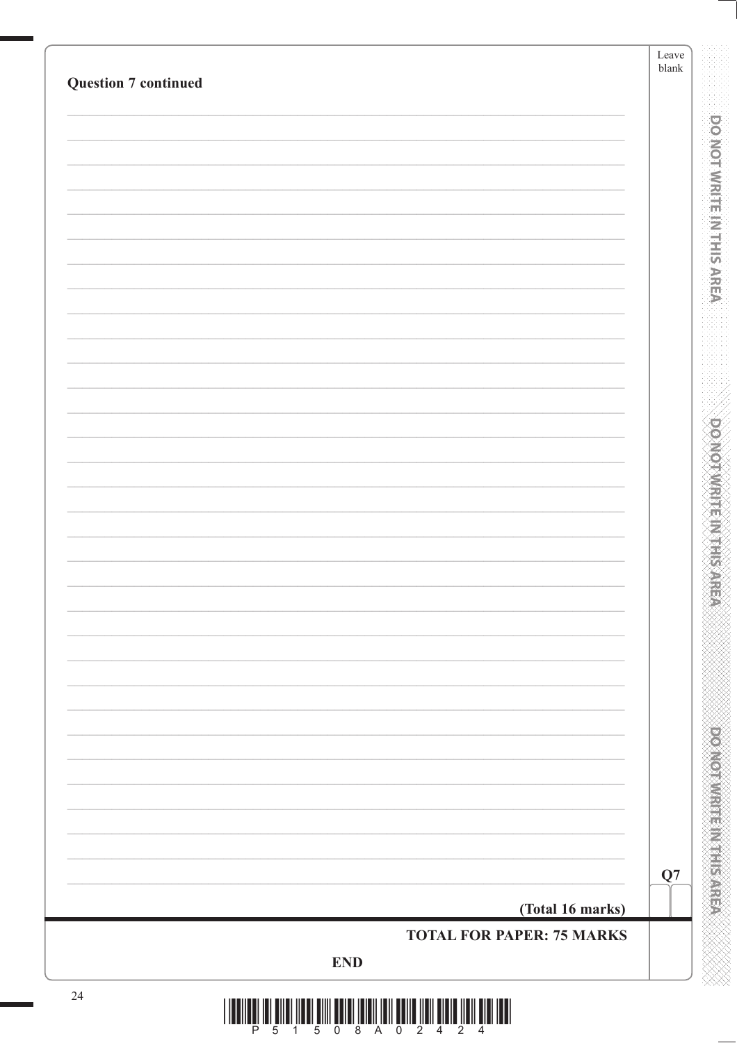**Question 7 continued**

Q7

**(Total 16 marks)**

**TOTAL FOR PAPER: 75 MARKS**

**END**